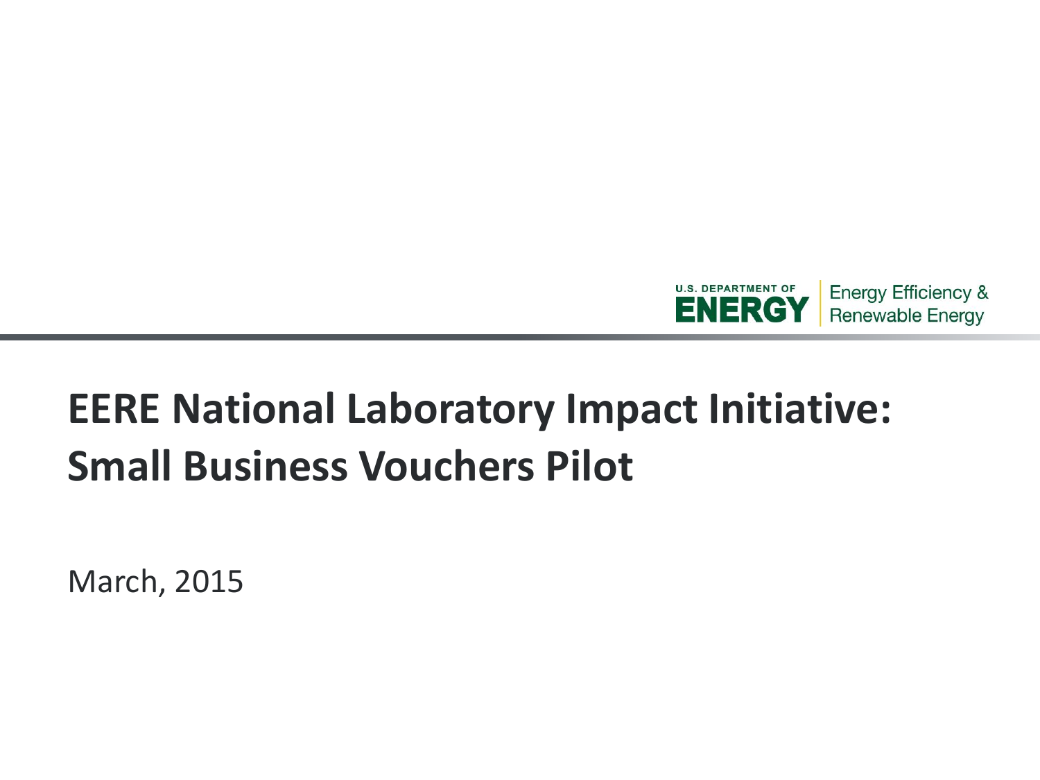U.S. DEPARTMENT OF ENERGY | Energy Efficiency & Renewable Energy

# EERE National Laboratory Impact Initiative: Small Business Vouchers Pilot

March, 2015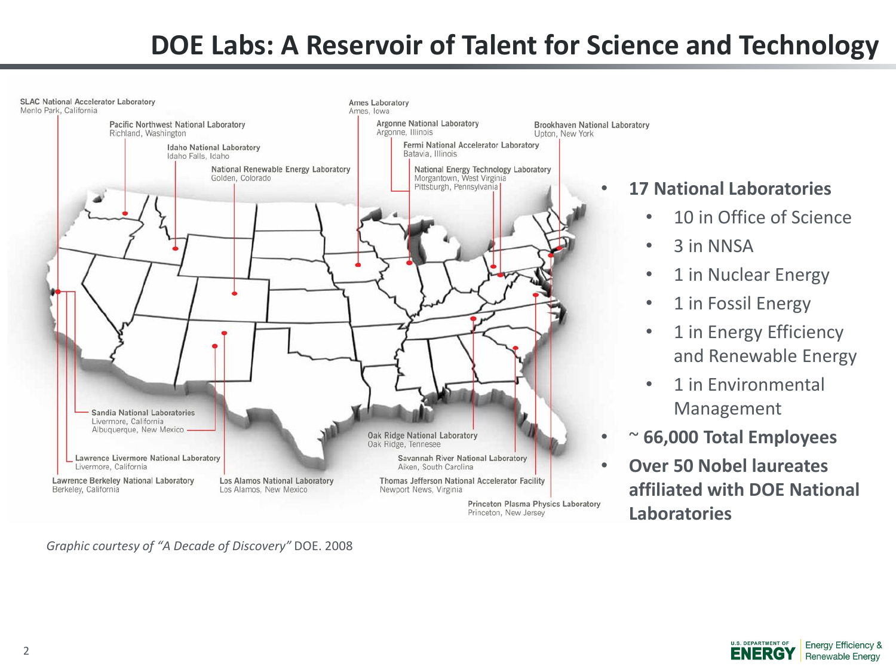# DOE Labs: A Reservoir of Talent for Science and Technology

SLAC National Accelerator Laboratory
Menlo Park, California

Pacific Northwest National Laboratory
Richland, Washington

Idaho National Laboratory
Idaho Falls, Idaho

National Renewable Energy Laboratory
Golden, Colorado

Ames Laboratory
Ames, Iowa

Argonne National Laboratory
Argonne, Illinois

Fermi National Accelerator Laboratory
Batavia, Illinois

National Energy Technology Laboratory
Morgantown, West Virginia
Pittsburgh, Pennsylvania

Brookhaven National Laboratory
Upton, New York

Sandia National Laboratories
Livermore, California
Albuquerque, New Mexico

Lawrence Livermore National Laboratory
Livermore, California

Lawrence Berkeley National Laboratory
Berkeley, California

Los Alamos National Laboratory
Los Alamos, New Mexico

Oak Ridge National Laboratory
Oak Ridge, Tennesee

Savannah River National Laboratory
Aiken, South Carolina

Thomas Jefferson National Accelerator Facility
Newport News, Virginia

Princeton Plasma Physics Laboratory
Princeton, New Jersey

- **17 National Laboratories**
  - 10 in Office of Science
  - 3 in NNSA
  - 1 in Nuclear Energy
  - 1 in Fossil Energy
  - 1 in Energy Efficiency and Renewable Energy
  - 1 in Environmental Management
- **~ 66,000 Total Employees**
- **Over 50 Nobel laureates affiliated with DOE National Laboratories**

*Graphic courtesy of "A Decade of Discovery"* DOE. 2008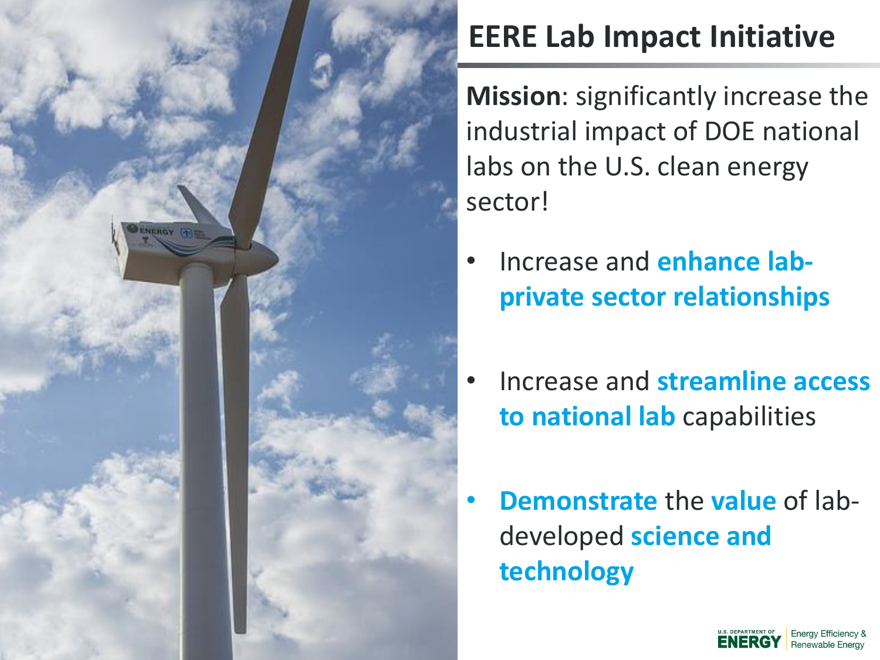# EERE Lab Impact Initiative

**Mission**: significantly increase the industrial impact of DOE national labs on the U.S. clean energy sector!

- Increase and **enhance lab-private sector relationships**
- Increase and **streamline access to national lab** capabilities
- **Demonstrate** the **value** of lab-developed **science and technology**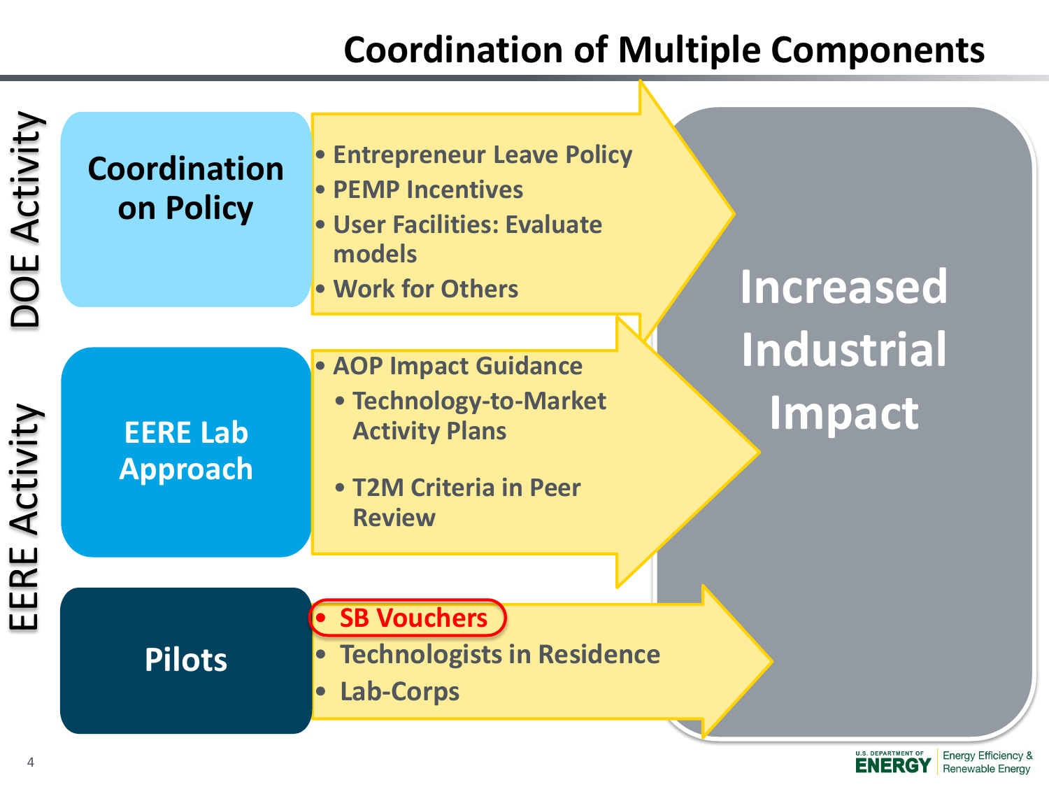# Coordination of Multiple Components

## DOE Activity

### Coordination on Policy

- Entrepreneur Leave Policy
- PEMP Incentives
- User Facilities: Evaluate models
- Work for Others

## EERE Activity

### EERE Lab Approach

- AOP Impact Guidance
  - Technology-to-Market Activity Plans
  - T2M Criteria in Peer Review

### Pilots

- SB Vouchers
- Technologists in Residence
- Lab-Corps

## Increased Industrial Impact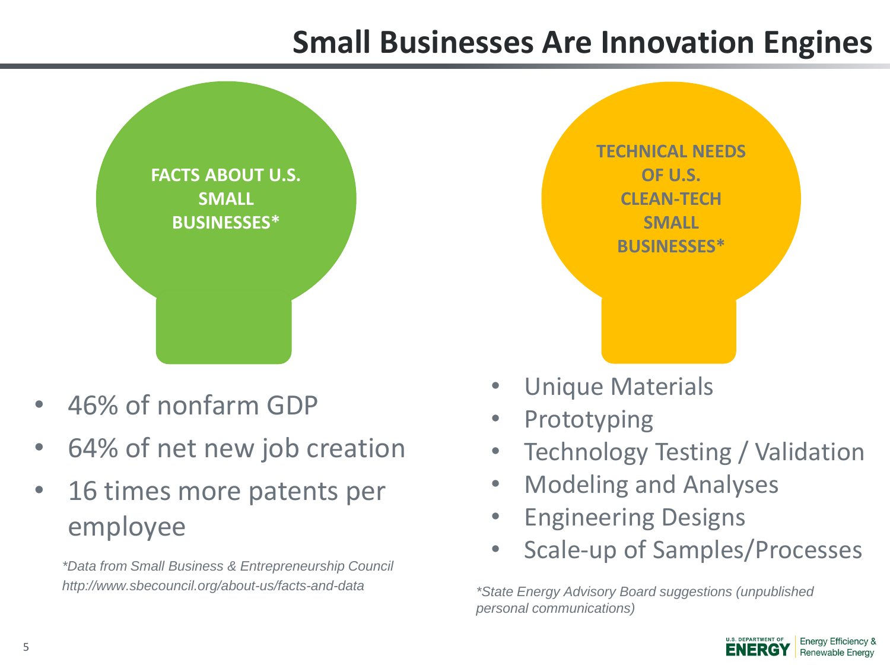# Small Businesses Are Innovation Engines

**FACTS ABOUT U.S. SMALL BUSINESSES***

- 46% of nonfarm GDP
- 64% of net new job creation
- 16 times more patents per employee

*\*Data from Small Business & Entrepreneurship Council http://www.sbecouncil.org/about-us/facts-and-data*

**TECHNICAL NEEDS OF U.S. CLEAN-TECH SMALL BUSINESSES***

- Unique Materials
- Prototyping
- Technology Testing / Validation
- Modeling and Analyses
- Engineering Designs
- Scale-up of Samples/Processes

*\*State Energy Advisory Board suggestions (unpublished personal communications)*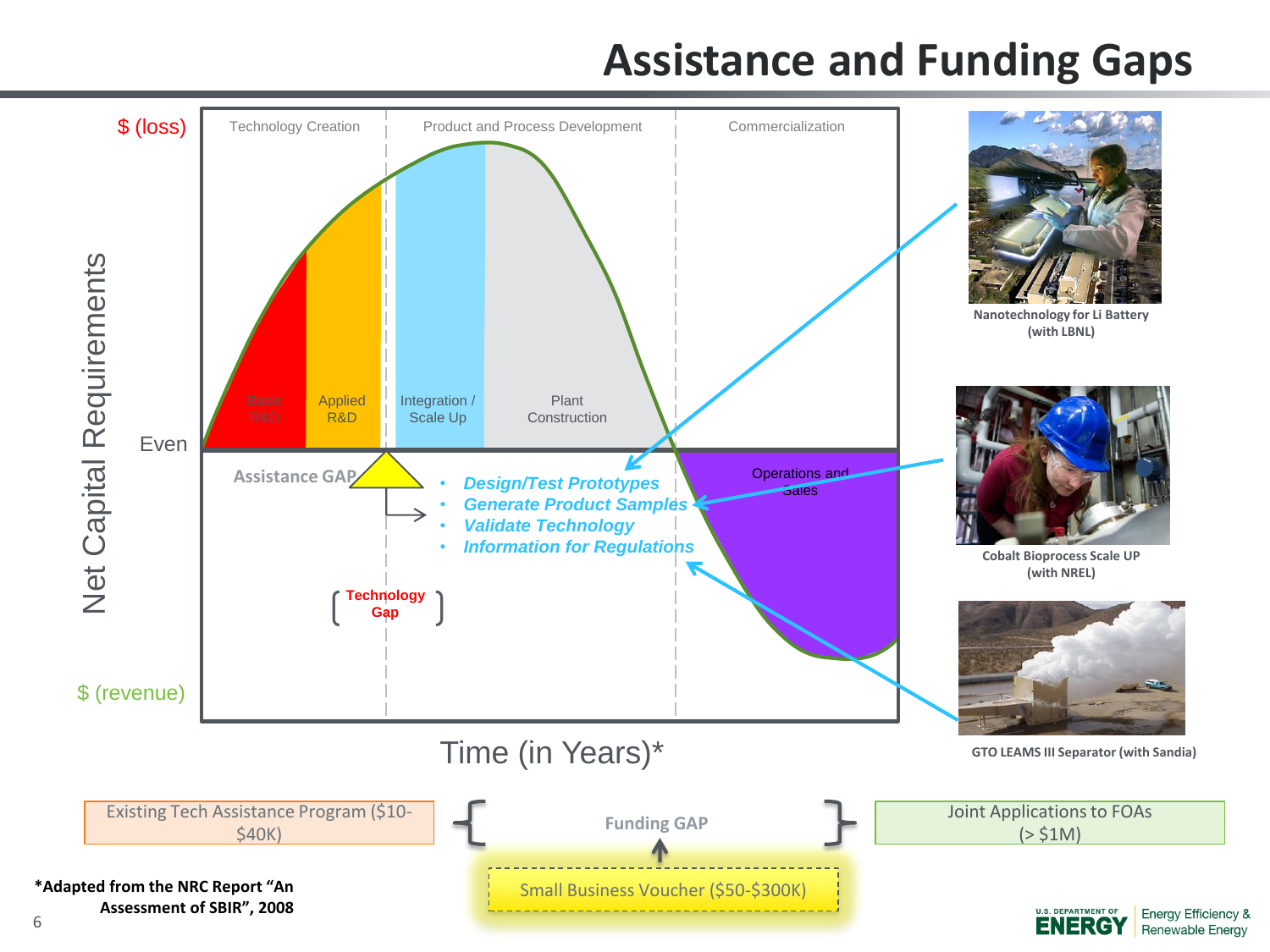# Assistance and Funding Gaps

$ (loss)

Net Capital Requirements

Even

$ (revenue)

Technology Creation | Product and Process Development | Commercialization

Basic R&D

Applied R&D

Integration / Scale Up

Plant Construction

Operations and Sales

Assistance GAP

- *Design/Test Prototypes*
- *Generate Product Samples*
- *Validate Technology*
- *Information for Regulations*

Technology Gap

Time (in Years)*

Nanotechnology for Li Battery (with LBNL)

Cobalt Bioprocess Scale UP (with NREL)

GTO LEAMS III Separator (with Sandia)

Existing Tech Assistance Program ($10-$40K)

Funding GAP

Joint Applications to FOAs (> $1M)

Small Business Voucher ($50-$300K)

*Adapted from the NRC Report "An Assessment of SBIR", 2008

U.S. DEPARTMENT OF ENERGY | Energy Efficiency & Renewable Energy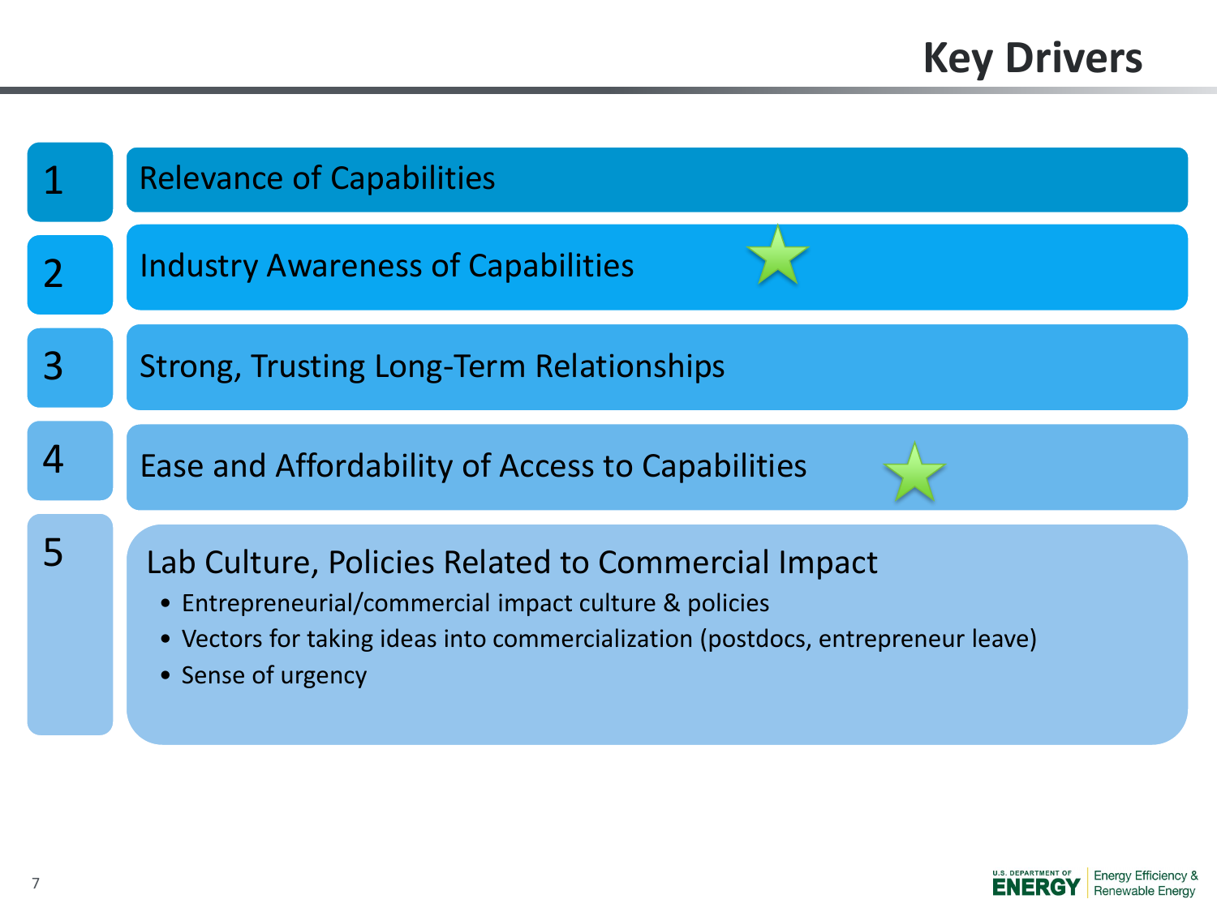# Key Drivers

1. Relevance of Capabilities
2. Industry Awareness of Capabilities ★
3. Strong, Trusting Long-Term Relationships
4. Ease and Affordability of Access to Capabilities ★
5. Lab Culture, Policies Related to Commercial Impact
   - Entrepreneurial/commercial impact culture & policies
   - Vectors for taking ideas into commercialization (postdocs, entrepreneur leave)
   - Sense of urgency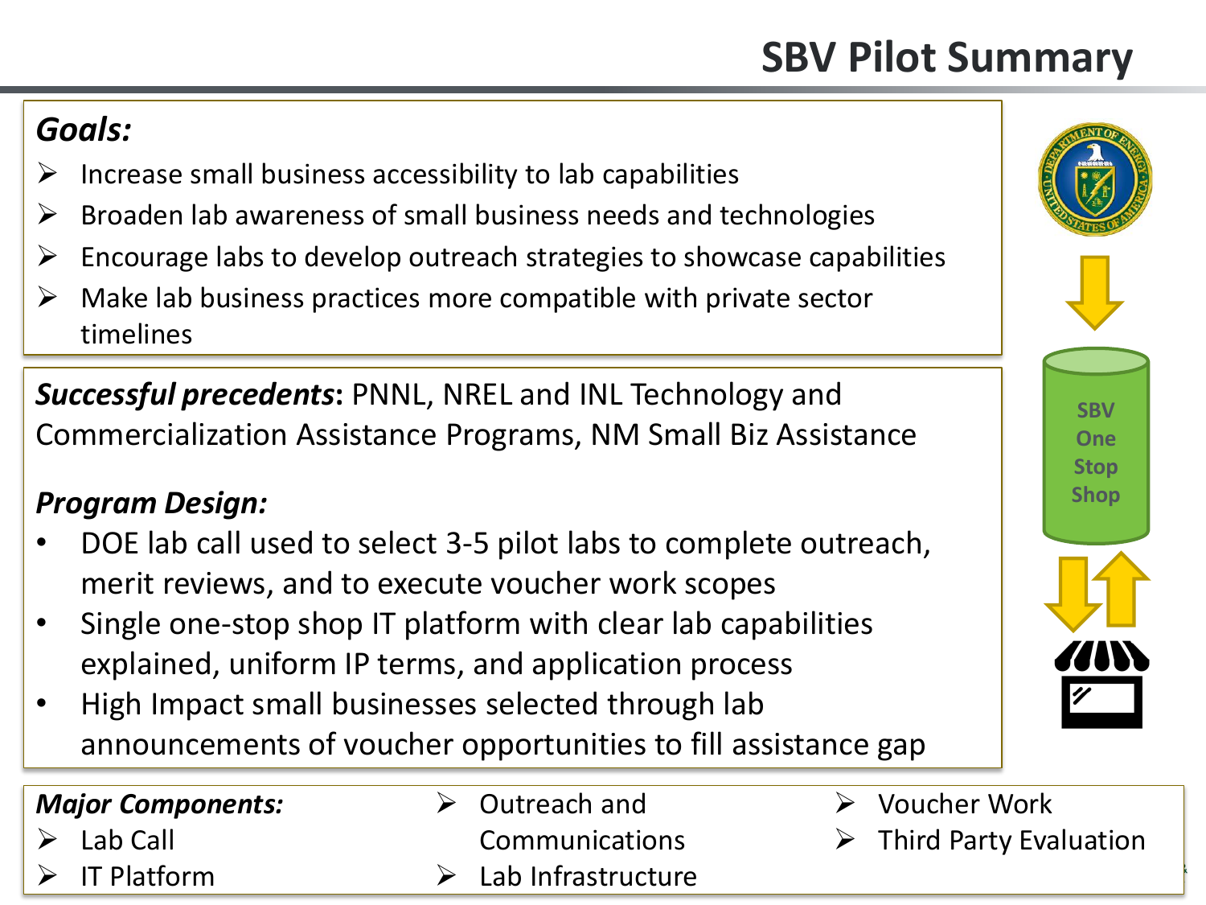# SBV Pilot Summary

***Goals:***

- Increase small business accessibility to lab capabilities
- Broaden lab awareness of small business needs and technologies
- Encourage labs to develop outreach strategies to showcase capabilities
- Make lab business practices more compatible with private sector timelines

***Successful precedents*:** PNNL, NREL and INL Technology and Commercialization Assistance Programs, NM Small Biz Assistance

***Program Design:***

- DOE lab call used to select 3-5 pilot labs to complete outreach, merit reviews, and to execute voucher work scopes
- Single one-stop shop IT platform with clear lab capabilities explained, uniform IP terms, and application process
- High Impact small businesses selected through lab announcements of voucher opportunities to fill assistance gap

SBV One Stop Shop

***Major Components:***

- Lab Call
- IT Platform
- Outreach and Communications
- Lab Infrastructure
- Voucher Work
- Third Party Evaluation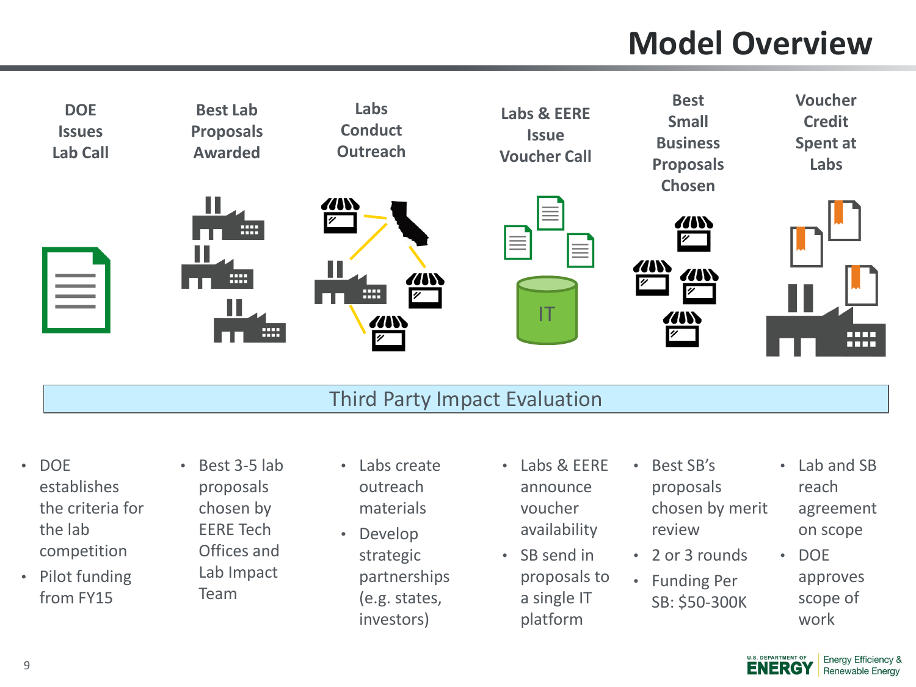# Model Overview

| DOE Issues Lab Call | Best Lab Proposals Awarded | Labs Conduct Outreach | Labs & EERE Issue Voucher Call | Best Small Business Proposals Chosen | Voucher Credit Spent at Labs |
|---|---|---|---|---|---|

IT

**Third Party Impact Evaluation**

**DOE Issues Lab Call**

- DOE establishes the criteria for the lab competition
- Pilot funding from FY15

**Best Lab Proposals Awarded**

- Best 3-5 lab proposals chosen by EERE Tech Offices and Lab Impact Team

**Labs Conduct Outreach**

- Labs create outreach materials
- Develop strategic partnerships (e.g. states, investors)

**Labs & EERE Issue Voucher Call**

- Labs & EERE announce voucher availability
- SB send in proposals to a single IT platform

**Best Small Business Proposals Chosen**

- Best SB's proposals chosen by merit review
- 2 or 3 rounds
- Funding Per SB: $50-300K

**Voucher Credit Spent at Labs**

- Lab and SB reach agreement on scope
- DOE approves scope of work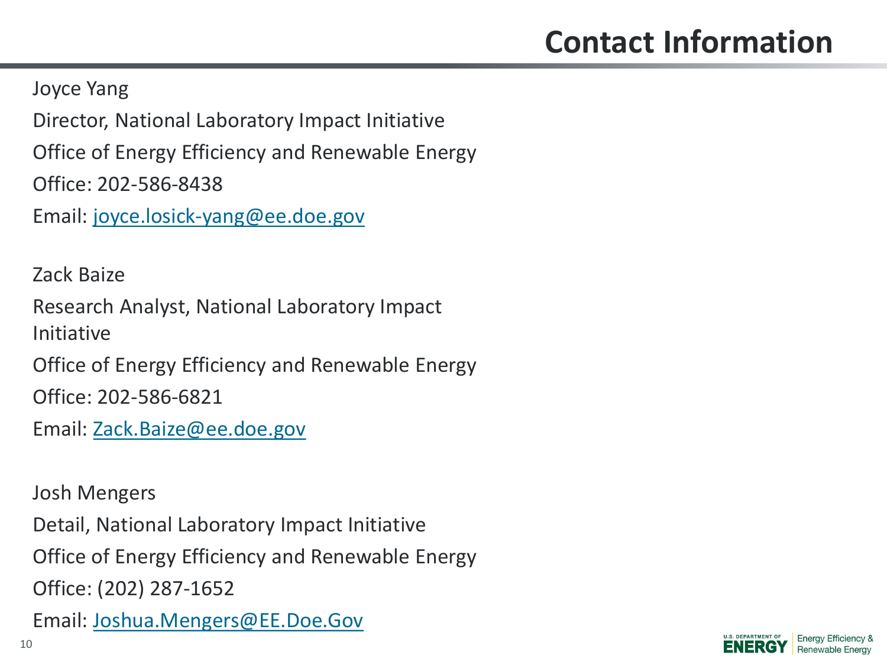# Contact Information

Joyce Yang

Director, National Laboratory Impact Initiative

Office of Energy Efficiency and Renewable Energy

Office: 202-586-8438

Email: joyce.losick-yang@ee.doe.gov

Zack Baize

Research Analyst, National Laboratory Impact Initiative

Office of Energy Efficiency and Renewable Energy

Office: 202-586-6821

Email: Zack.Baize@ee.doe.gov

Josh Mengers

Detail, National Laboratory Impact Initiative

Office of Energy Efficiency and Renewable Energy

Office: (202) 287-1652

Email: Joshua.Mengers@EE.Doe.Gov